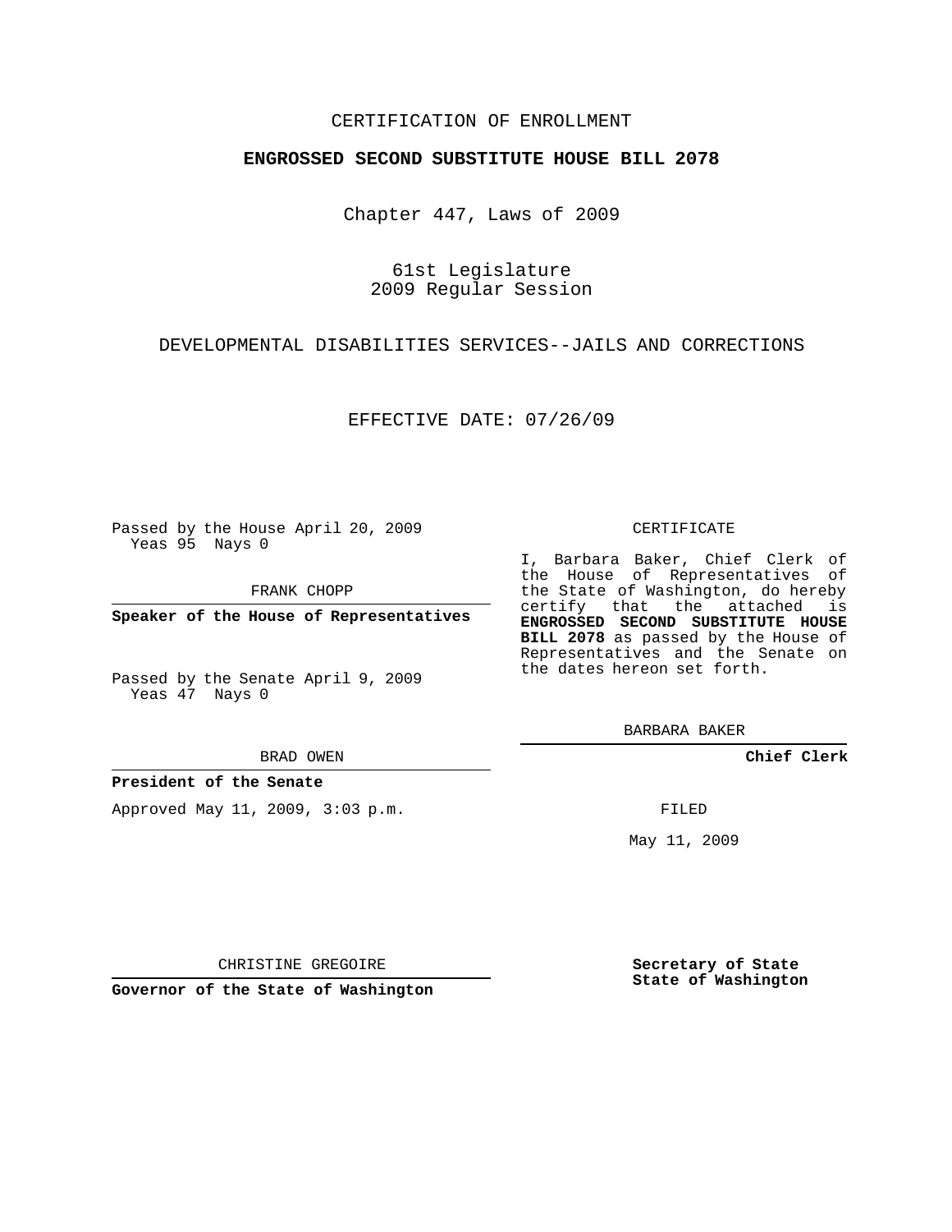CERTIFICATION OF ENROLLMENT

**ENGROSSED SECOND SUBSTITUTE HOUSE BILL 2078**

Chapter 447, Laws of 2009

61st Legislature
2009 Regular Session

DEVELOPMENTAL DISABILITIES SERVICES--JAILS AND CORRECTIONS

EFFECTIVE DATE: 07/26/09

Passed by the House April 20, 2009
Yeas 95 Nays 0

FRANK CHOPP

**Speaker of the House of Representatives**

Passed by the Senate April 9, 2009
Yeas 47 Nays 0

BRAD OWEN

**President of the Senate**

Approved May 11, 2009, 3:03 p.m.

CHRISTINE GREGOIRE

**Governor of the State of Washington**

CERTIFICATE

I, Barbara Baker, Chief Clerk of the House of Representatives of the State of Washington, do hereby certify that the attached is **ENGROSSED SECOND SUBSTITUTE HOUSE BILL 2078** as passed by the House of Representatives and the Senate on the dates hereon set forth.

BARBARA BAKER

**Chief Clerk**

FILED

May 11, 2009

**Secretary of State**
**State of Washington**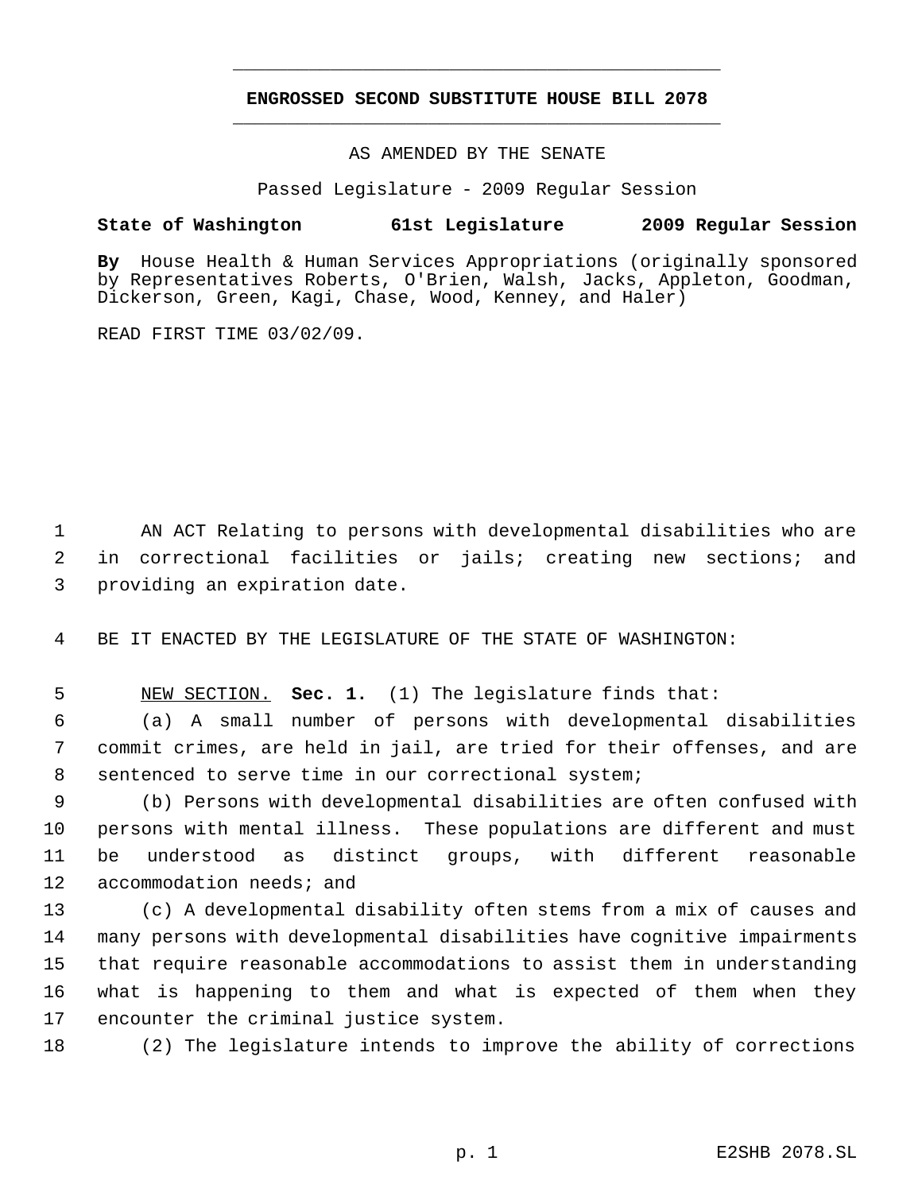# ENGROSSED SECOND SUBSTITUTE HOUSE BILL 2078

AS AMENDED BY THE SENATE

Passed Legislature - 2009 Regular Session

**State of Washington 61st Legislature 2009 Regular Session**

**By** House Health & Human Services Appropriations (originally sponsored by Representatives Roberts, O'Brien, Walsh, Jacks, Appleton, Goodman, Dickerson, Green, Kagi, Chase, Wood, Kenney, and Haler)

READ FIRST TIME 03/02/09.

AN ACT Relating to persons with developmental disabilities who are in correctional facilities or jails; creating new sections; and providing an expiration date.

BE IT ENACTED BY THE LEGISLATURE OF THE STATE OF WASHINGTON:

NEW SECTION. **Sec. 1.** (1) The legislature finds that:

(a) A small number of persons with developmental disabilities commit crimes, are held in jail, are tried for their offenses, and are sentenced to serve time in our correctional system;

(b) Persons with developmental disabilities are often confused with persons with mental illness. These populations are different and must be understood as distinct groups, with different reasonable accommodation needs; and

(c) A developmental disability often stems from a mix of causes and many persons with developmental disabilities have cognitive impairments that require reasonable accommodations to assist them in understanding what is happening to them and what is expected of them when they encounter the criminal justice system.

(2) The legislature intends to improve the ability of corrections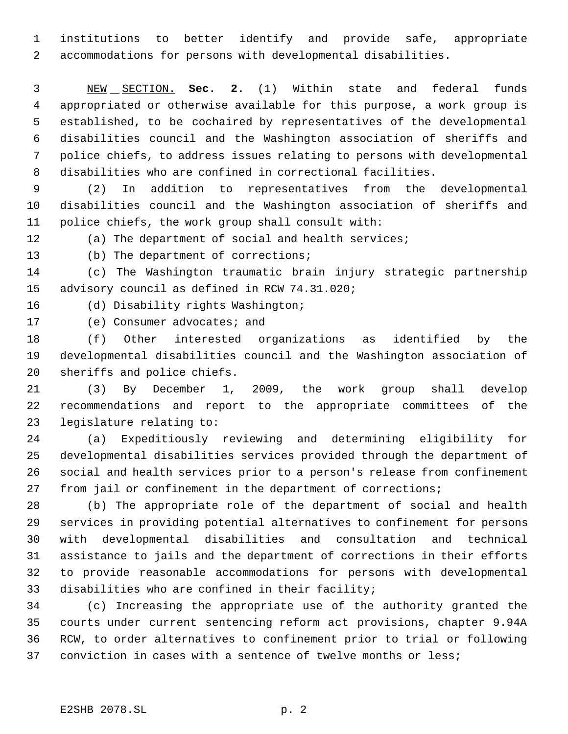institutions to better identify and provide safe, appropriate accommodations for persons with developmental disabilities.

NEW SECTION. **Sec. 2.** (1) Within state and federal funds appropriated or otherwise available for this purpose, a work group is established, to be cochaired by representatives of the developmental disabilities council and the Washington association of sheriffs and police chiefs, to address issues relating to persons with developmental disabilities who are confined in correctional facilities.

(2) In addition to representatives from the developmental disabilities council and the Washington association of sheriffs and police chiefs, the work group shall consult with:

(a) The department of social and health services;

(b) The department of corrections;

(c) The Washington traumatic brain injury strategic partnership advisory council as defined in RCW 74.31.020;

(d) Disability rights Washington;

(e) Consumer advocates; and

(f) Other interested organizations as identified by the developmental disabilities council and the Washington association of sheriffs and police chiefs.

(3) By December 1, 2009, the work group shall develop recommendations and report to the appropriate committees of the legislature relating to:

(a) Expeditiously reviewing and determining eligibility for developmental disabilities services provided through the department of social and health services prior to a person's release from confinement from jail or confinement in the department of corrections;

(b) The appropriate role of the department of social and health services in providing potential alternatives to confinement for persons with developmental disabilities and consultation and technical assistance to jails and the department of corrections in their efforts to provide reasonable accommodations for persons with developmental disabilities who are confined in their facility;

(c) Increasing the appropriate use of the authority granted the courts under current sentencing reform act provisions, chapter 9.94A RCW, to order alternatives to confinement prior to trial or following conviction in cases with a sentence of twelve months or less;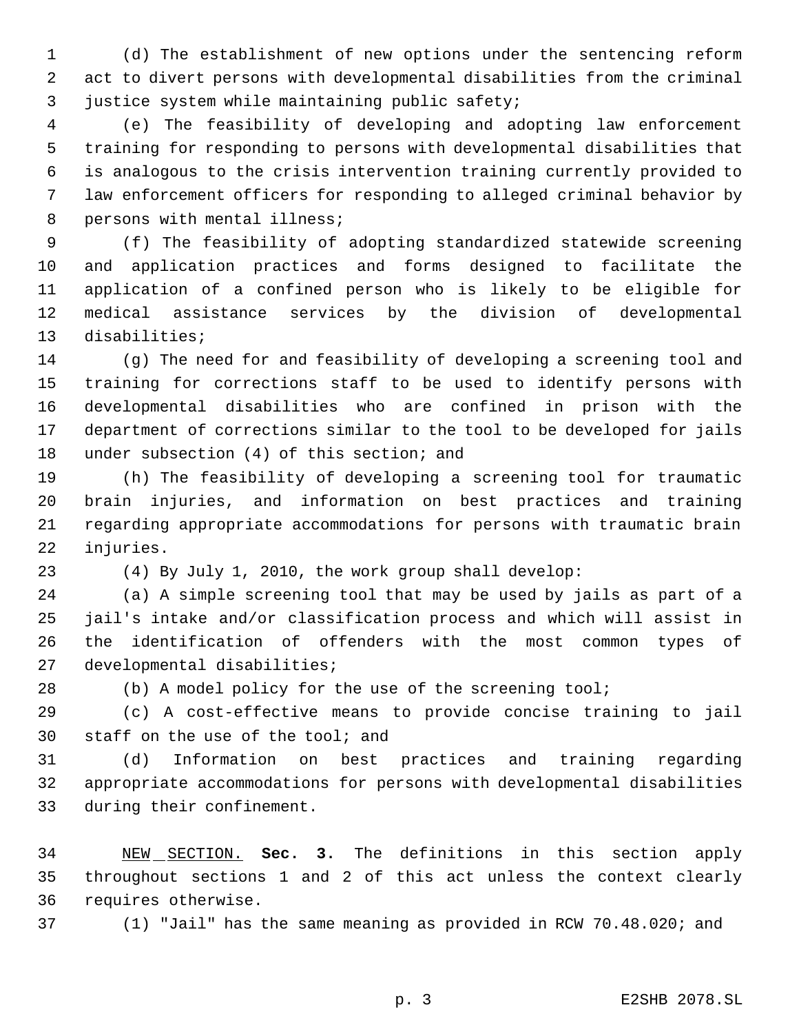(d) The establishment of new options under the sentencing reform act to divert persons with developmental disabilities from the criminal justice system while maintaining public safety;

(e) The feasibility of developing and adopting law enforcement training for responding to persons with developmental disabilities that is analogous to the crisis intervention training currently provided to law enforcement officers for responding to alleged criminal behavior by persons with mental illness;

(f) The feasibility of adopting standardized statewide screening and application practices and forms designed to facilitate the application of a confined person who is likely to be eligible for medical assistance services by the division of developmental disabilities;

(g) The need for and feasibility of developing a screening tool and training for corrections staff to be used to identify persons with developmental disabilities who are confined in prison with the department of corrections similar to the tool to be developed for jails under subsection (4) of this section; and

(h) The feasibility of developing a screening tool for traumatic brain injuries, and information on best practices and training regarding appropriate accommodations for persons with traumatic brain injuries.

(4) By July 1, 2010, the work group shall develop:

(a) A simple screening tool that may be used by jails as part of a jail's intake and/or classification process and which will assist in the identification of offenders with the most common types of developmental disabilities;

(b) A model policy for the use of the screening tool;

(c) A cost-effective means to provide concise training to jail staff on the use of the tool; and

(d) Information on best practices and training regarding appropriate accommodations for persons with developmental disabilities during their confinement.

NEW SECTION. **Sec. 3.** The definitions in this section apply throughout sections 1 and 2 of this act unless the context clearly requires otherwise.

(1) "Jail" has the same meaning as provided in RCW 70.48.020; and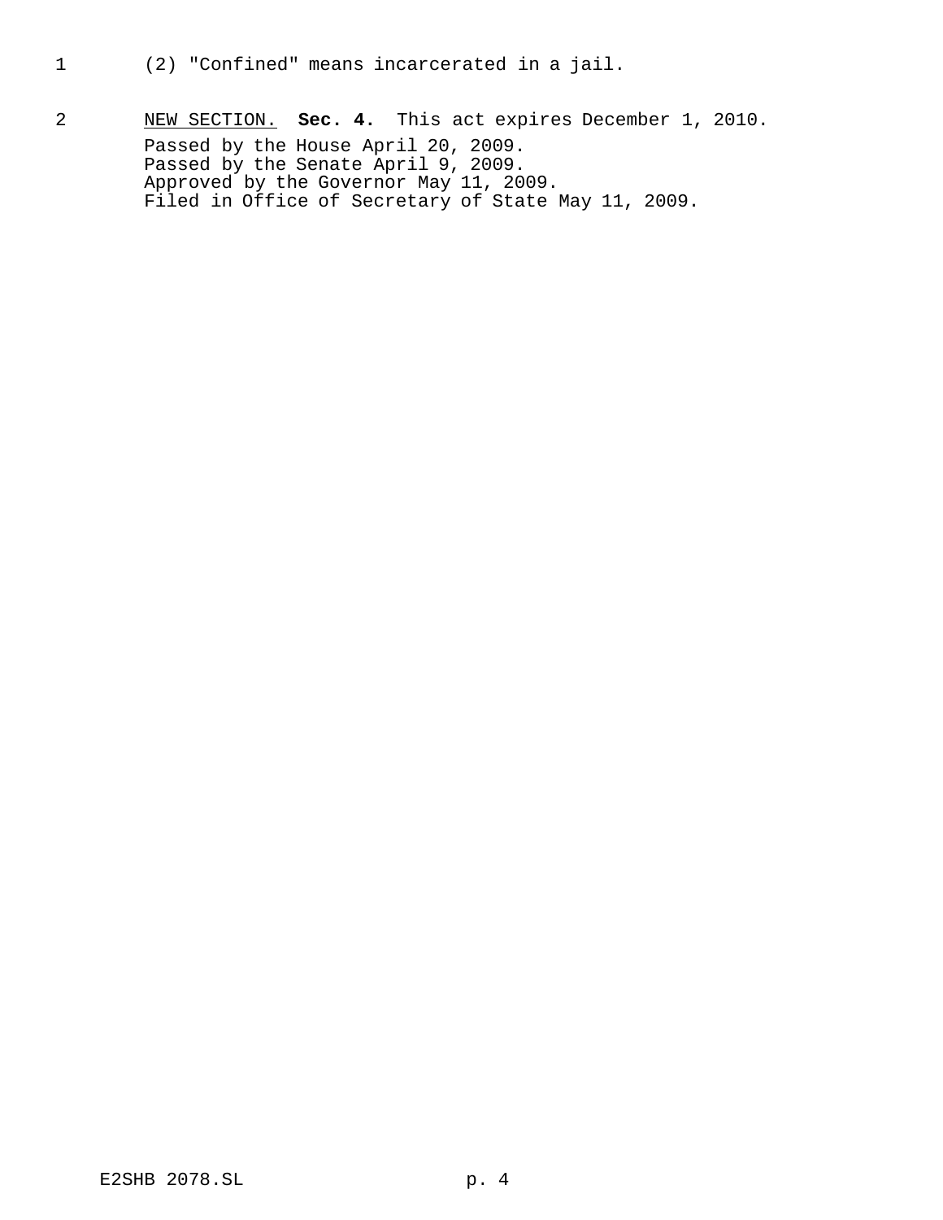(2) "Confined" means incarcerated in a jail.

NEW SECTION. **Sec. 4.** This act expires December 1, 2010.

Passed by the House April 20, 2009.
Passed by the Senate April 9, 2009.
Approved by the Governor May 11, 2009.
Filed in Office of Secretary of State May 11, 2009.